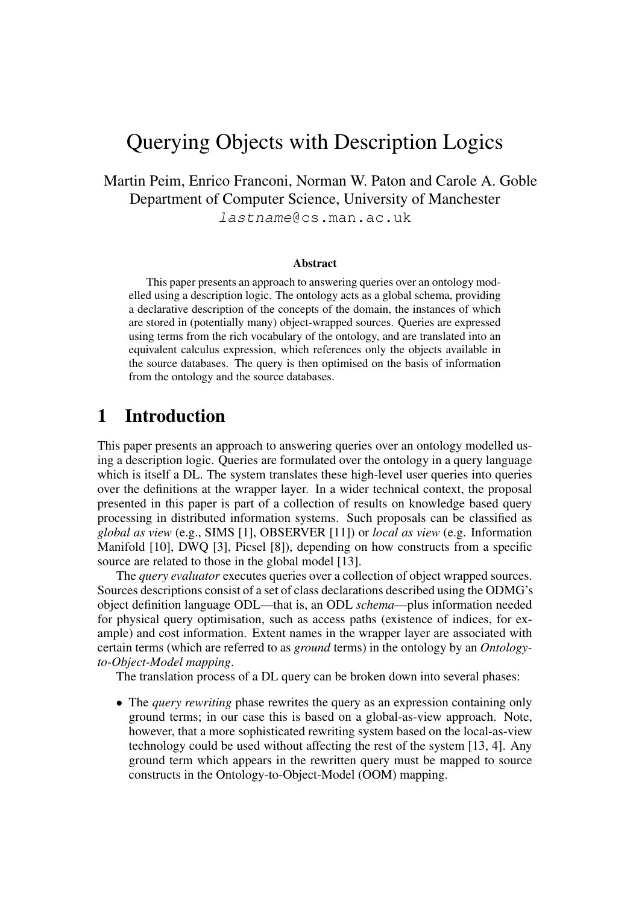# Querying Objects with Description Logics

Martin Peim, Enrico Franconi, Norman W. Paton and Carole A. Goble
Department of Computer Science, University of Manchester
`lastname@cs.man.ac.uk`

### Abstract

This paper presents an approach to answering queries over an ontology modelled using a description logic. The ontology acts as a global schema, providing a declarative description of the concepts of the domain, the instances of which are stored in (potentially many) object-wrapped sources. Queries are expressed using terms from the rich vocabulary of the ontology, and are translated into an equivalent calculus expression, which references only the objects available in the source databases. The query is then optimised on the basis of information from the ontology and the source databases.

## 1 Introduction

This paper presents an approach to answering queries over an ontology modelled using a description logic. Queries are formulated over the ontology in a query language which is itself a DL. The system translates these high-level user queries into queries over the definitions at the wrapper layer. In a wider technical context, the proposal presented in this paper is part of a collection of results on knowledge based query processing in distributed information systems. Such proposals can be classified as *global as view* (e.g., SIMS [1], OBSERVER [11]) or *local as view* (e.g. Information Manifold [10], DWQ [3], Picsel [8]), depending on how constructs from a specific source are related to those in the global model [13].

The *query evaluator* executes queries over a collection of object wrapped sources. Sources descriptions consist of a set of class declarations described using the ODMG's object definition language ODL—that is, an ODL *schema*—plus information needed for physical query optimisation, such as access paths (existence of indices, for example) and cost information. Extent names in the wrapper layer are associated with certain terms (which are referred to as *ground* terms) in the ontology by an *Ontology-to-Object-Model mapping*.

The translation process of a DL query can be broken down into several phases:

- The *query rewriting* phase rewrites the query as an expression containing only ground terms; in our case this is based on a global-as-view approach. Note, however, that a more sophisticated rewriting system based on the local-as-view technology could be used without affecting the rest of the system [13, 4]. Any ground term which appears in the rewritten query must be mapped to source constructs in the Ontology-to-Object-Model (OOM) mapping.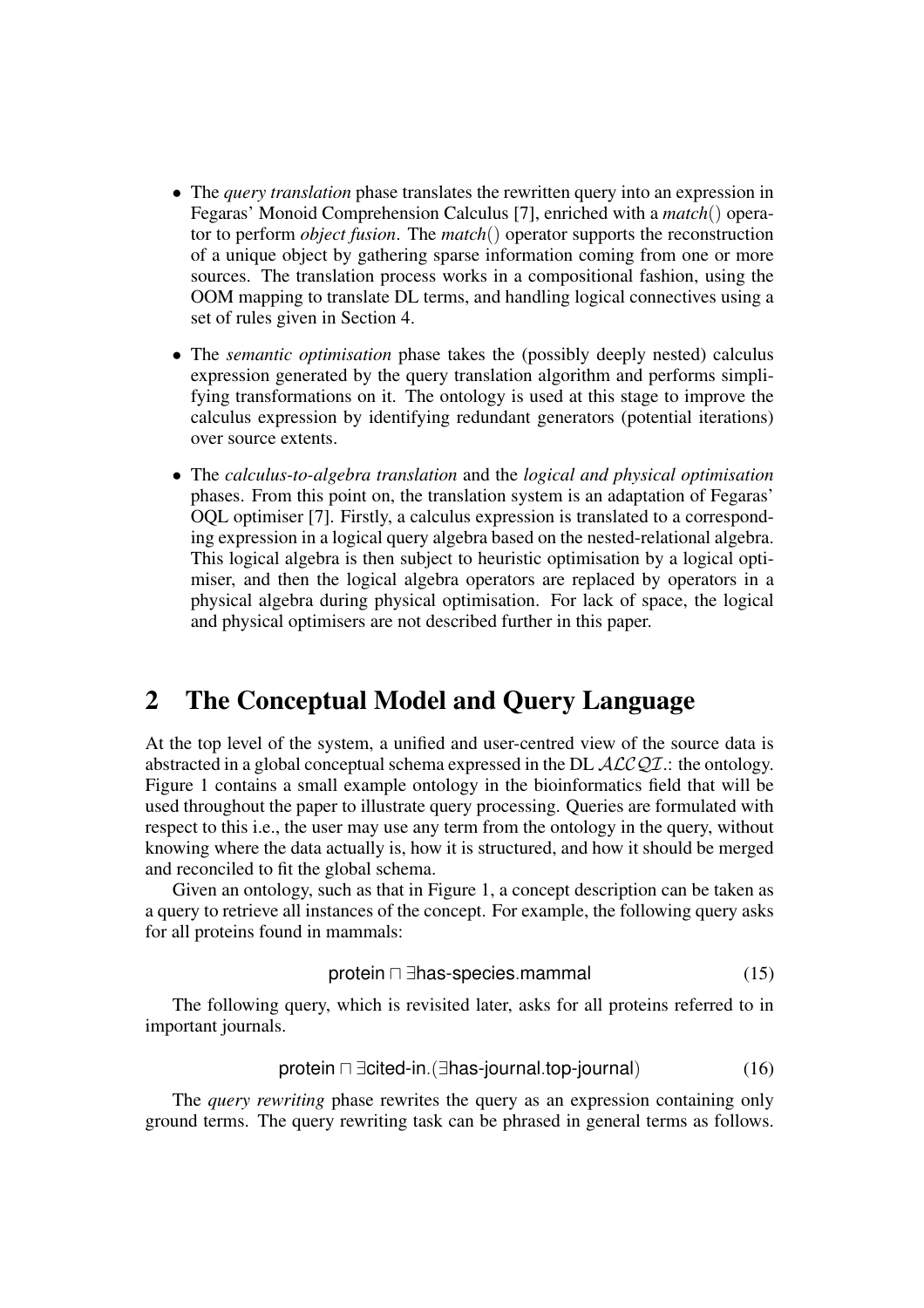- The *query translation* phase translates the rewritten query into an expression in Fegaras' Monoid Comprehension Calculus [7], enriched with a *match*() operator to perform *object fusion*. The *match*() operator supports the reconstruction of a unique object by gathering sparse information coming from one or more sources. The translation process works in a compositional fashion, using the OOM mapping to translate DL terms, and handling logical connectives using a set of rules given in Section 4.
- The *semantic optimisation* phase takes the (possibly deeply nested) calculus expression generated by the query translation algorithm and performs simplifying transformations on it. The ontology is used at this stage to improve the calculus expression by identifying redundant generators (potential iterations) over source extents.
- The *calculus-to-algebra translation* and the *logical and physical optimisation* phases. From this point on, the translation system is an adaptation of Fegaras' OQL optimiser [7]. Firstly, a calculus expression is translated to a corresponding expression in a logical query algebra based on the nested-relational algebra. This logical algebra is then subject to heuristic optimisation by a logical optimiser, and then the logical algebra operators are replaced by operators in a physical algebra during physical optimisation. For lack of space, the logical and physical optimisers are not described further in this paper.

## 2 The Conceptual Model and Query Language

At the top level of the system, a unified and user-centred view of the source data is abstracted in a global conceptual schema expressed in the DL $\mathcal{ALCQI}$.: the ontology. Figure 1 contains a small example ontology in the bioinformatics field that will be used throughout the paper to illustrate query processing. Queries are formulated with respect to this i.e., the user may use any term from the ontology in the query, without knowing where the data actually is, how it is structured, and how it should be merged and reconciled to fit the global schema.

Given an ontology, such as that in Figure 1, a concept description can be taken as a query to retrieve all instances of the concept. For example, the following query asks for all proteins found in mammals:

$$\mathsf{protein} \sqcap \exists \mathsf{has\text{-}species}.\mathsf{mammal} \tag{15}$$

The following query, which is revisited later, asks for all proteins referred to in important journals.

$$\mathsf{protein} \sqcap \exists \mathsf{cited\text{-}in}.(\exists \mathsf{has\text{-}journal}.\mathsf{top\text{-}journal}) \tag{16}$$

The *query rewriting* phase rewrites the query as an expression containing only ground terms. The query rewriting task can be phrased in general terms as follows.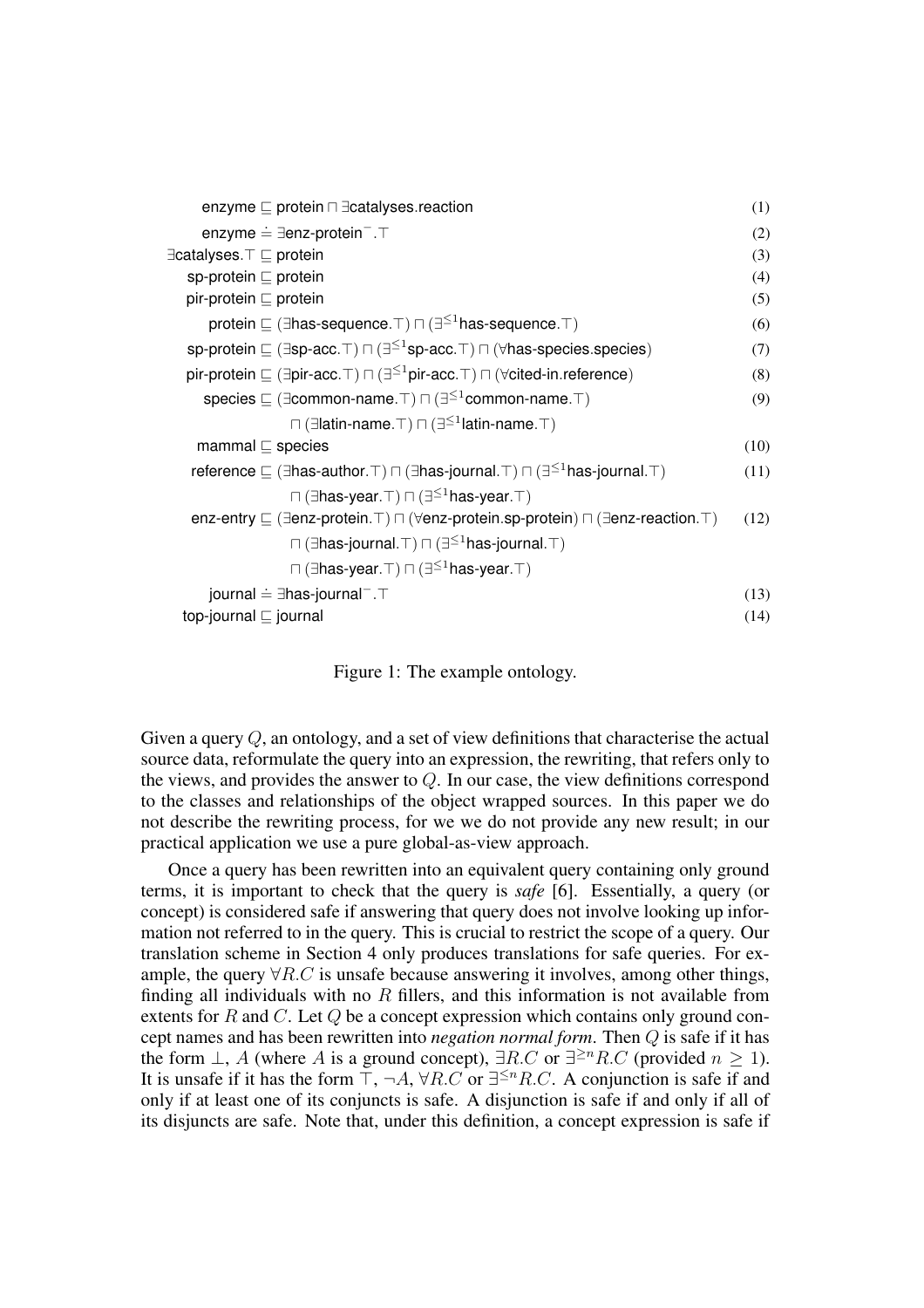$$\mathsf{enzyme} \sqsubseteq \mathsf{protein} \sqcap \exists \mathsf{catalyses}.\mathsf{reaction} \tag{1}$$

$$\mathsf{enzyme} \doteq \exists \mathsf{enz\text{-}protein}^{-}.\top \tag{2}$$

$$\exists \mathsf{catalyses}.\top \sqsubseteq \mathsf{protein} \tag{3}$$

$$\mathsf{sp\text{-}protein} \sqsubseteq \mathsf{protein} \tag{4}$$

$$\mathsf{pir\text{-}protein} \sqsubseteq \mathsf{protein} \tag{5}$$

$$\mathsf{protein} \sqsubseteq (\exists \mathsf{has\text{-}sequence}.\top) \sqcap (\exists^{\leq 1}\mathsf{has\text{-}sequence}.\top) \tag{6}$$

$$\mathsf{sp\text{-}protein} \sqsubseteq (\exists \mathsf{sp\text{-}acc}.\top) \sqcap (\exists^{\leq 1}\mathsf{sp\text{-}acc}.\top) \sqcap (\forall \mathsf{has\text{-}species}.\mathsf{species}) \tag{7}$$

$$\mathsf{pir\text{-}protein} \sqsubseteq (\exists \mathsf{pir\text{-}acc}.\top) \sqcap (\exists^{\leq 1}\mathsf{pir\text{-}acc}.\top) \sqcap (\forall \mathsf{cited\text{-}in}.\mathsf{reference}) \tag{8}$$

$$\mathsf{species} \sqsubseteq (\exists \mathsf{common\text{-}name}.\top) \sqcap (\exists^{\leq 1}\mathsf{common\text{-}name}.\top) \sqcap (\exists \mathsf{latin\text{-}name}.\top) \sqcap (\exists^{\leq 1}\mathsf{latin\text{-}name}.\top) \tag{9}$$

$$\mathsf{mammal} \sqsubseteq \mathsf{species} \tag{10}$$

$$\mathsf{reference} \sqsubseteq (\exists \mathsf{has\text{-}author}.\top) \sqcap (\exists \mathsf{has\text{-}journal}.\top) \sqcap (\exists^{\leq 1}\mathsf{has\text{-}journal}.\top) \sqcap (\exists \mathsf{has\text{-}year}.\top) \sqcap (\exists^{\leq 1}\mathsf{has\text{-}year}.\top) \tag{11}$$

$$\mathsf{enz\text{-}entry} \sqsubseteq (\exists \mathsf{enz\text{-}protein}.\top) \sqcap (\forall \mathsf{enz\text{-}protein}.\mathsf{sp\text{-}protein}) \sqcap (\exists \mathsf{enz\text{-}reaction}.\top) \sqcap (\exists \mathsf{has\text{-}journal}.\top) \sqcap (\exists^{\leq 1}\mathsf{has\text{-}journal}.\top) \sqcap (\exists \mathsf{has\text{-}year}.\top) \sqcap (\exists^{\leq 1}\mathsf{has\text{-}year}.\top) \tag{12}$$

$$\mathsf{journal} \doteq \exists \mathsf{has\text{-}journal}^{-}.\top \tag{13}$$

$$\mathsf{top\text{-}journal} \sqsubseteq \mathsf{journal} \tag{14}$$

Figure 1: The example ontology.

Given a query $Q$, an ontology, and a set of view definitions that characterise the actual source data, reformulate the query into an expression, the rewriting, that refers only to the views, and provides the answer to $Q$. In our case, the view definitions correspond to the classes and relationships of the object wrapped sources. In this paper we do not describe the rewriting process, for we we do not provide any new result; in our practical application we use a pure global-as-view approach.

Once a query has been rewritten into an equivalent query containing only ground terms, it is important to check that the query is *safe* [6]. Essentially, a query (or concept) is considered safe if answering that query does not involve looking up information not referred to in the query. This is crucial to restrict the scope of a query. Our translation scheme in Section 4 only produces translations for safe queries. For example, the query $\forall R.C$ is unsafe because answering it involves, among other things, finding all individuals with no $R$ fillers, and this information is not available from extents for $R$ and $C$. Let $Q$ be a concept expression which contains only ground concept names and has been rewritten into *negation normal form*. Then $Q$ is safe if it has the form $\bot$, $A$ (where $A$ is a ground concept), $\exists R.C$ or $\exists^{\geq n} R.C$ (provided $n \geq 1$). It is unsafe if it has the form $\top$, $\neg A$, $\forall R.C$ or $\exists^{\leq n} R.C$. A conjunction is safe if and only if at least one of its conjuncts is safe. A disjunction is safe if and only if all of its disjuncts are safe. Note that, under this definition, a concept expression is safe if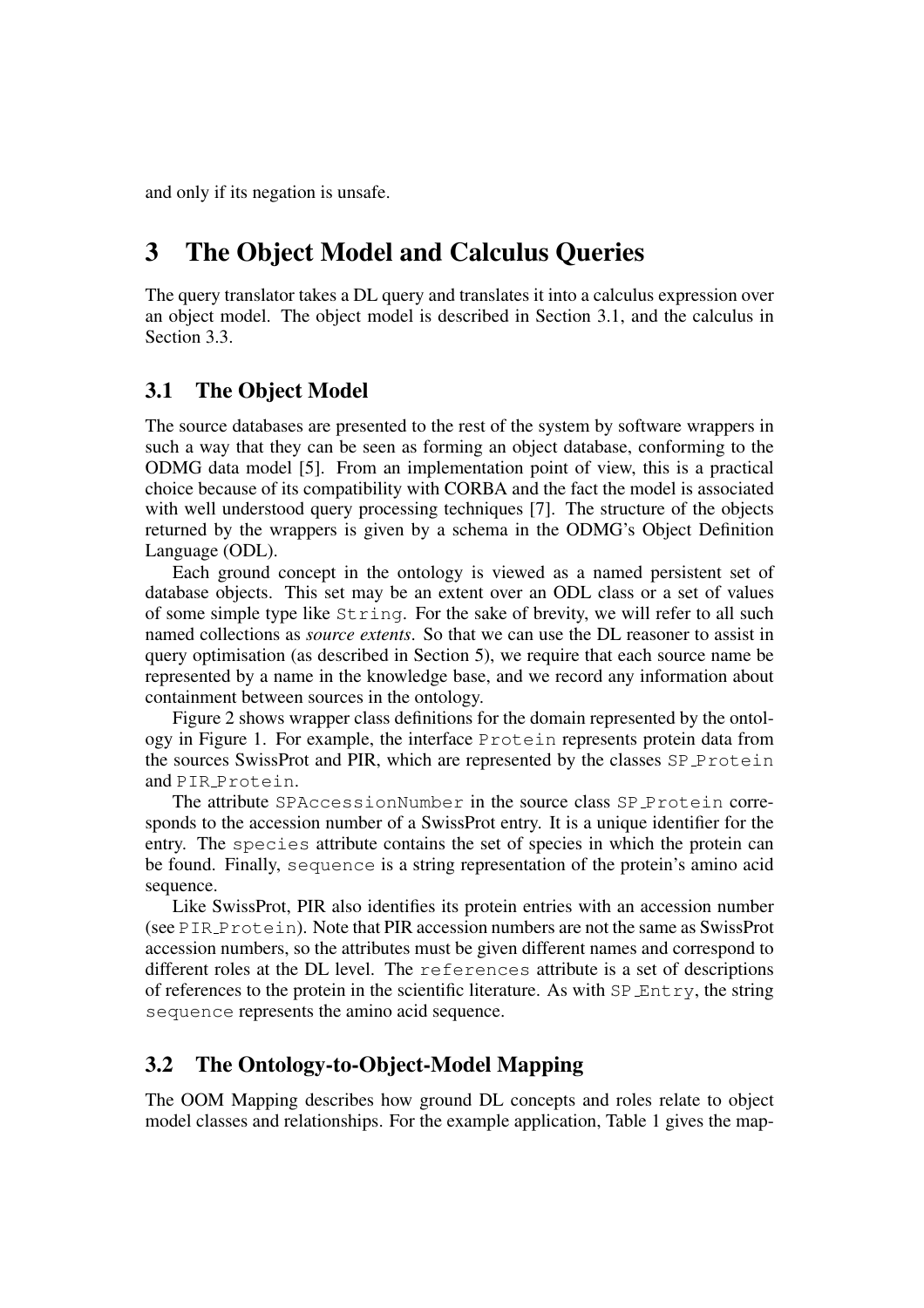and only if its negation is unsafe.

# 3 The Object Model and Calculus Queries

The query translator takes a DL query and translates it into a calculus expression over an object model. The object model is described in Section 3.1, and the calculus in Section 3.3.

## 3.1 The Object Model

The source databases are presented to the rest of the system by software wrappers in such a way that they can be seen as forming an object database, conforming to the ODMG data model [5]. From an implementation point of view, this is a practical choice because of its compatibility with CORBA and the fact the model is associated with well understood query processing techniques [7]. The structure of the objects returned by the wrappers is given by a schema in the ODMG's Object Definition Language (ODL).

Each ground concept in the ontology is viewed as a named persistent set of database objects. This set may be an extent over an ODL class or a set of values of some simple type like `String`. For the sake of brevity, we will refer to all such named collections as *source extents*. So that we can use the DL reasoner to assist in query optimisation (as described in Section 5), we require that each source name be represented by a name in the knowledge base, and we record any information about containment between sources in the ontology.

Figure 2 shows wrapper class definitions for the domain represented by the ontology in Figure 1. For example, the interface `Protein` represents protein data from the sources SwissProt and PIR, which are represented by the classes `SP_Protein` and `PIR_Protein`.

The attribute `SPAccessionNumber` in the source class `SP_Protein` corresponds to the accession number of a SwissProt entry. It is a unique identifier for the entry. The `species` attribute contains the set of species in which the protein can be found. Finally, `sequence` is a string representation of the protein's amino acid sequence.

Like SwissProt, PIR also identifies its protein entries with an accession number (see `PIR_Protein`). Note that PIR accession numbers are not the same as SwissProt accession numbers, so the attributes must be given different names and correspond to different roles at the DL level. The `references` attribute is a set of descriptions of references to the protein in the scientific literature. As with `SP_Entry`, the string `sequence` represents the amino acid sequence.

## 3.2 The Ontology-to-Object-Model Mapping

The OOM Mapping describes how ground DL concepts and roles relate to object model classes and relationships. For the example application, Table 1 gives the map-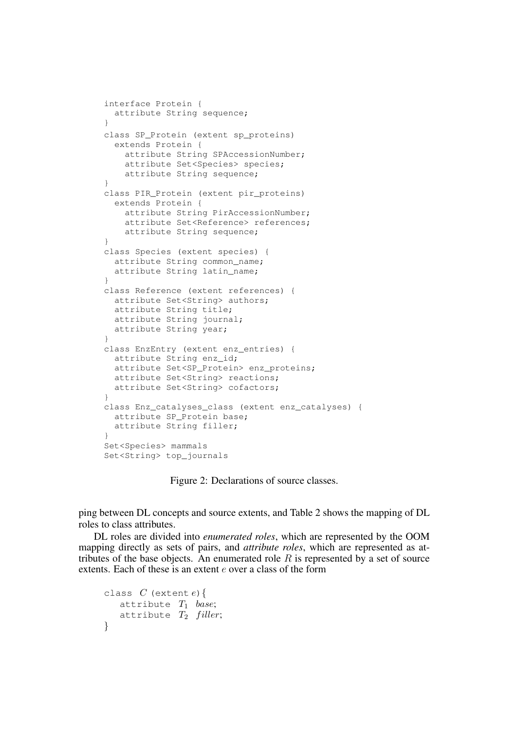```
interface Protein {
  attribute String sequence;
}
class SP_Protein (extent sp_proteins)
  extends Protein {
    attribute String SPAccessionNumber;
    attribute Set<Species> species;
    attribute String sequence;
}
class PIR_Protein (extent pir_proteins)
  extends Protein {
    attribute String PirAccessionNumber;
    attribute Set<Reference> references;
    attribute String sequence;
}
class Species (extent species) {
  attribute String common_name;
  attribute String latin_name;
}
class Reference (extent references) {
  attribute Set<String> authors;
  attribute String title;
  attribute String journal;
  attribute String year;
}
class EnzEntry (extent enz_entries) {
  attribute String enz_id;
  attribute Set<SP_Protein> enz_proteins;
  attribute Set<String> reactions;
  attribute Set<String> cofactors;
}
class Enz_catalyses_class (extent enz_catalyses) {
  attribute SP_Protein base;
  attribute String filler;
}
Set<Species> mammals
Set<String> top_journals
```

Figure 2: Declarations of source classes.

ping between DL concepts and source extents, and Table 2 shows the mapping of DL roles to class attributes.

DL roles are divided into *enumerated roles*, which are represented by the OOM mapping directly as sets of pairs, and *attribute roles*, which are represented as attributes of the base objects. An enumerated role $R$ is represented by a set of source extents. Each of these is an extent $e$ over a class of the form

```
class C (extent e){
   attribute T1 base;
   attribute T2 filler;
}
```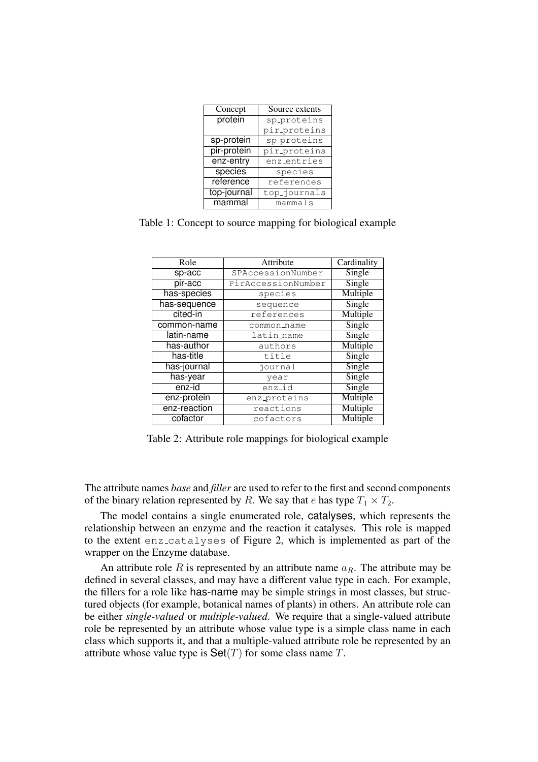| Concept | Source extents |
| --- | --- |
| protein | sp_proteins<br>pir_proteins |
| sp-protein | sp_proteins |
| pir-protein | pir_proteins |
| enz-entry | enz_entries |
| species | species |
| reference | references |
| top-journal | top_journals |
| mammal | mammals |

Table 1: Concept to source mapping for biological example

| Role | Attribute | Cardinality |
| --- | --- | --- |
| sp-acc | SPAccessionNumber | Single |
| pir-acc | PirAccessionNumber | Single |
| has-species | species | Multiple |
| has-sequence | sequence | Single |
| cited-in | references | Multiple |
| common-name | common_name | Single |
| latin-name | latin_name | Single |
| has-author | authors | Multiple |
| has-title | title | Single |
| has-journal | journal | Single |
| has-year | year | Single |
| enz-id | enz_id | Single |
| enz-protein | enz_proteins | Multiple |
| enz-reaction | reactions | Multiple |
| cofactor | cofactors | Multiple |

Table 2: Attribute role mappings for biological example

The attribute names *base* and *filler* are used to refer to the first and second components of the binary relation represented by $R$. We say that $e$ has type $T_1 \times T_2$.

The model contains a single enumerated role, catalyses, which represents the relationship between an enzyme and the reaction it catalyses. This role is mapped to the extent enz_catalyses of Figure 2, which is implemented as part of the wrapper on the Enzyme database.

An attribute role $R$ is represented by an attribute name $a_R$. The attribute may be defined in several classes, and may have a different value type in each. For example, the fillers for a role like has-name may be simple strings in most classes, but structured objects (for example, botanical names of plants) in others. An attribute role can be either *single-valued* or *multiple-valued*. We require that a single-valued attribute role be represented by an attribute whose value type is a simple class name in each class which supports it, and that a multiple-valued attribute role be represented by an attribute whose value type is $\mathsf{Set}(T)$ for some class name $T$.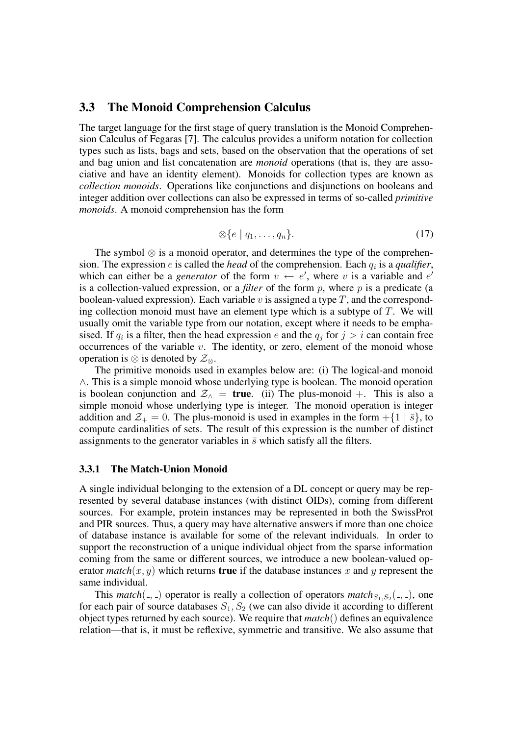## 3.3 The Monoid Comprehension Calculus

The target language for the first stage of query translation is the Monoid Comprehension Calculus of Fegaras [7]. The calculus provides a uniform notation for collection types such as lists, bags and sets, based on the observation that the operations of set and bag union and list concatenation are *monoid* operations (that is, they are associative and have an identity element). Monoids for collection types are known as *collection monoids*. Operations like conjunctions and disjunctions on booleans and integer addition over collections can also be expressed in terms of so-called *primitive monoids*. A monoid comprehension has the form

$$\otimes\{e \mid q_1, \ldots, q_n\}. \tag{17}$$

The symbol $\otimes$ is a monoid operator, and determines the type of the comprehension. The expression $e$ is called the *head* of the comprehension. Each $q_i$ is a *qualifier*, which can either be a *generator* of the form $v \leftarrow e'$, where $v$ is a variable and $e'$ is a collection-valued expression, or a *filter* of the form $p$, where $p$ is a predicate (a boolean-valued expression). Each variable $v$ is assigned a type $T$, and the corresponding collection monoid must have an element type which is a subtype of $T$. We will usually omit the variable type from our notation, except where it needs to be emphasised. If $q_i$ is a filter, then the head expression $e$ and the $q_j$ for $j > i$ can contain free occurrences of the variable $v$. The identity, or zero, element of the monoid whose operation is $\otimes$ is denoted by $\mathcal{Z}_\otimes$.

The primitive monoids used in examples below are: (i) The logical-and monoid $\wedge$. This is a simple monoid whose underlying type is boolean. The monoid operation is boolean conjunction and $\mathcal{Z}_\wedge = \textbf{true}$. (ii) The plus-monoid $+$. This is also a simple monoid whose underlying type is integer. The monoid operation is integer addition and $\mathcal{Z}_+ = 0$. The plus-monoid is used in examples in the form $+\{1 \mid \bar{s}\}$, to compute cardinalities of sets. The result of this expression is the number of distinct assignments to the generator variables in $\bar{s}$ which satisfy all the filters.

### 3.3.1 The Match-Union Monoid

A single individual belonging to the extension of a DL concept or query may be represented by several database instances (with distinct OIDs), coming from different sources. For example, protein instances may be represented in both the SwissProt and PIR sources. Thus, a query may have alternative answers if more than one choice of database instance is available for some of the relevant individuals. In order to support the reconstruction of a unique individual object from the sparse information coming from the same or different sources, we introduce a new boolean-valued operator *match*$(x, y)$ which returns **true** if the database instances $x$ and $y$ represent the same individual.

This *match*$(\_, \_)$ operator is really a collection of operators *match*$_{S_1,S_2}(\_, \_)$, one for each pair of source databases $S_1, S_2$ (we can also divide it according to different object types returned by each source). We require that *match*() defines an equivalence relation—that is, it must be reflexive, symmetric and transitive. We also assume that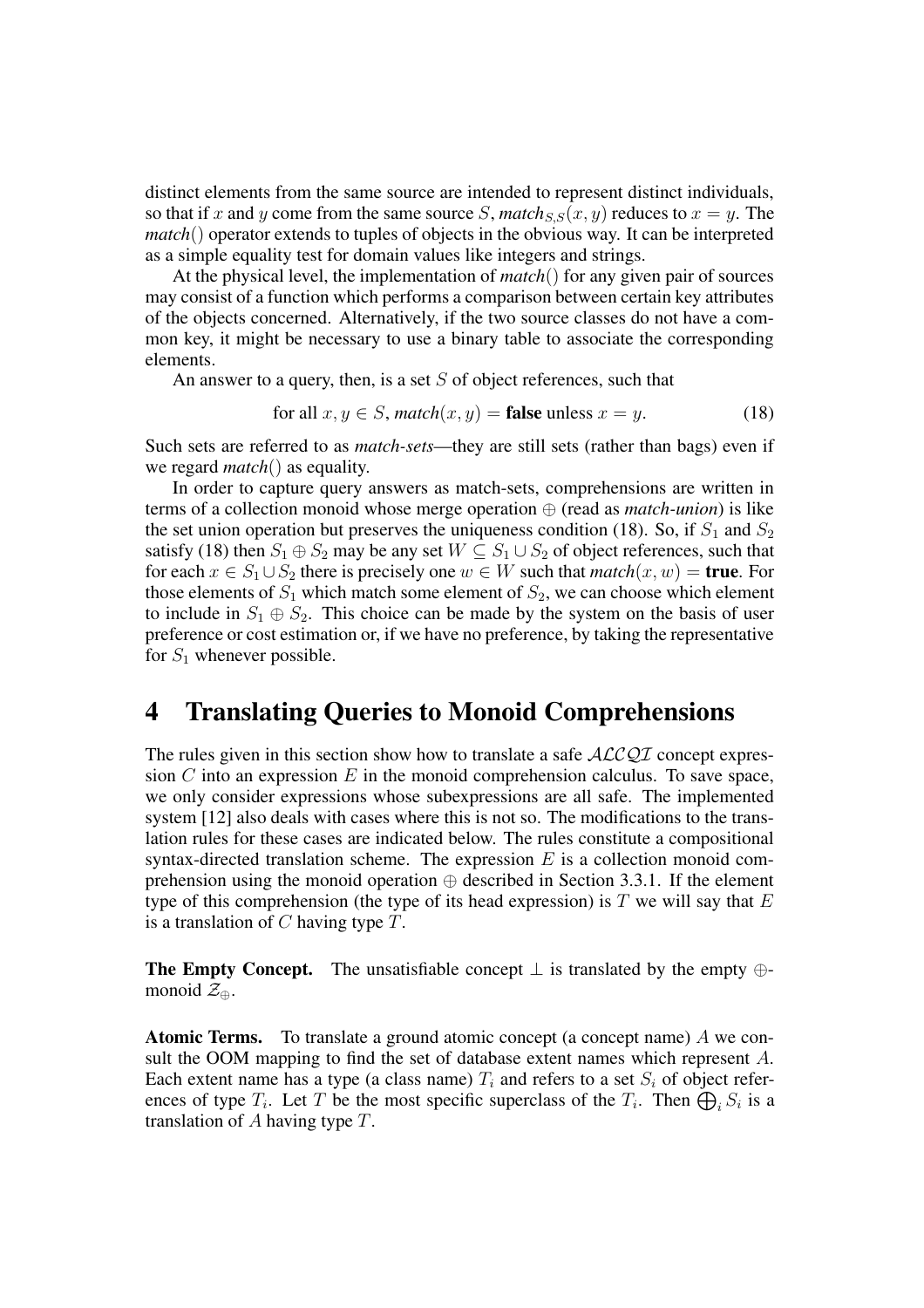distinct elements from the same source are intended to represent distinct individuals, so that if $x$ and $y$ come from the same source $S$, $\mathit{match}_{S,S}(x, y)$ reduces to $x = y$. The *match*() operator extends to tuples of objects in the obvious way. It can be interpreted as a simple equality test for domain values like integers and strings.

At the physical level, the implementation of *match*() for any given pair of sources may consist of a function which performs a comparison between certain key attributes of the objects concerned. Alternatively, if the two source classes do not have a common key, it might be necessary to use a binary table to associate the corresponding elements.

An answer to a query, then, is a set $S$ of object references, such that

$$\text{for all } x, y \in S,\ \mathit{match}(x, y) = \textbf{false} \text{ unless } x = y. \tag{18}$$

Such sets are referred to as *match-sets*—they are still sets (rather than bags) even if we regard *match*() as equality.

In order to capture query answers as match-sets, comprehensions are written in terms of a collection monoid whose merge operation $\oplus$ (read as *match-union*) is like the set union operation but preserves the uniqueness condition (18). So, if $S_1$ and $S_2$ satisfy (18) then $S_1 \oplus S_2$ may be any set $W \subseteq S_1 \cup S_2$ of object references, such that for each $x \in S_1 \cup S_2$ there is precisely one $w \in W$ such that $\mathit{match}(x, w) = \textbf{true}$. For those elements of $S_1$ which match some element of $S_2$, we can choose which element to include in $S_1 \oplus S_2$. This choice can be made by the system on the basis of user preference or cost estimation or, if we have no preference, by taking the representative for $S_1$ whenever possible.

# 4 Translating Queries to Monoid Comprehensions

The rules given in this section show how to translate a safe $\mathcal{ALCQI}$ concept expression $C$ into an expression $E$ in the monoid comprehension calculus. To save space, we only consider expressions whose subexpressions are all safe. The implemented system [12] also deals with cases where this is not so. The modifications to the translation rules for these cases are indicated below. The rules constitute a compositional syntax-directed translation scheme. The expression $E$ is a collection monoid comprehension using the monoid operation $\oplus$ described in Section 3.3.1. If the element type of this comprehension (the type of its head expression) is $T$ we will say that $E$ is a translation of $C$ having type $T$.

**The Empty Concept.** The unsatisfiable concept $\bot$ is translated by the empty $\oplus$-monoid $\mathcal{Z}_{\oplus}$.

**Atomic Terms.** To translate a ground atomic concept (a concept name) $A$ we consult the OOM mapping to find the set of database extent names which represent $A$. Each extent name has a type (a class name) $T_i$ and refers to a set $S_i$ of object references of type $T_i$. Let $T$ be the most specific superclass of the $T_i$. Then $\bigoplus_i S_i$ is a translation of $A$ having type $T$.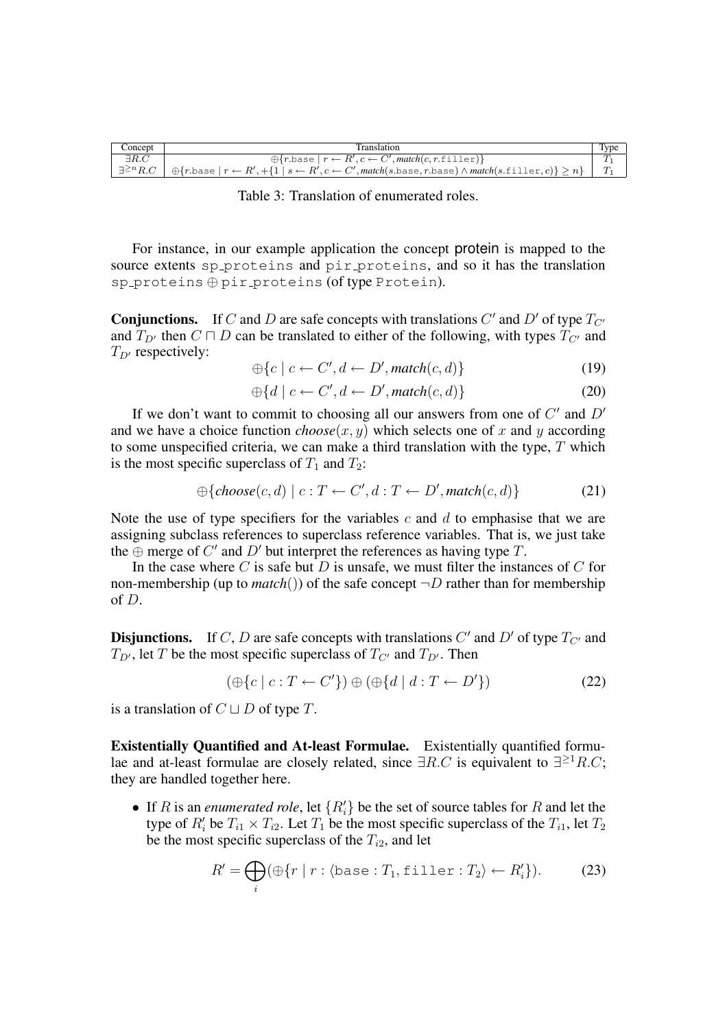| Concept | Translation | Type |
| --- | --- | --- |
| $\exists R.C$ | $\oplus\{r.\texttt{base} \mid r \leftarrow R', c \leftarrow C', \mathit{match}(c, r.\texttt{filler})\}$ | $T_1$ |
| $\exists^{\geq n} R.C$ | $\oplus\{r.\texttt{base} \mid r \leftarrow R', +\{1 \mid s \leftarrow R', c \leftarrow C', \mathit{match}(s.\texttt{base}, r.\texttt{base}) \wedge \mathit{match}(s.\texttt{filler}, c)\} \geq n\}$ | $T_1$ |

Table 3: Translation of enumerated roles.

For instance, in our example application the concept protein is mapped to the source extents `sp_proteins` and `pir_proteins`, and so it has the translation `sp_proteins` $\oplus$ `pir_proteins` (of type `Protein`).

**Conjunctions.** If $C$ and $D$ are safe concepts with translations $C'$ and $D'$ of type $T_{C'}$ and $T_{D'}$ then $C \sqcap D$ can be translated to either of the following, with types $T_{C'}$ and $T_{D'}$ respectively:

$$\oplus\{c \mid c \leftarrow C', d \leftarrow D', \mathit{match}(c, d)\} \tag{19}$$

$$\oplus\{d \mid c \leftarrow C', d \leftarrow D', \mathit{match}(c, d)\} \tag{20}$$

If we don't want to commit to choosing all our answers from one of $C'$ and $D'$ and we have a choice function $\mathit{choose}(x, y)$ which selects one of $x$ and $y$ according to some unspecified criteria, we can make a third translation with the type, $T$ which is the most specific superclass of $T_1$ and $T_2$:

$$\oplus\{\mathit{choose}(c, d) \mid c : T \leftarrow C', d : T \leftarrow D', \mathit{match}(c, d)\} \tag{21}$$

Note the use of type specifiers for the variables $c$ and $d$ to emphasise that we are assigning subclass references to superclass reference variables. That is, we just take the $\oplus$ merge of $C'$ and $D'$ but interpret the references as having type $T$.

In the case where $C$ is safe but $D$ is unsafe, we must filter the instances of $C$ for non-membership (up to *match*()) of the safe concept $\neg D$ rather than for membership of $D$.

**Disjunctions.** If $C$, $D$ are safe concepts with translations $C'$ and $D'$ of type $T_{C'}$ and $T_{D'}$, let $T$ be the most specific superclass of $T_{C'}$ and $T_{D'}$. Then

$$(\oplus\{c \mid c : T \leftarrow C'\}) \oplus (\oplus\{d \mid d : T \leftarrow D'\}) \tag{22}$$

is a translation of $C \sqcup D$ of type $T$.

**Existentially Quantified and At-least Formulae.** Existentially quantified formulae and at-least formulae are closely related, since $\exists R.C$ is equivalent to $\exists^{\geq 1} R.C$; they are handled together here.

- If $R$ is an *enumerated role*, let $\{R'_i\}$ be the set of source tables for $R$ and let the type of $R'_i$ be $T_{i1} \times T_{i2}$. Let $T_1$ be the most specific superclass of the $T_{i1}$, let $T_2$ be the most specific superclass of the $T_{i2}$, and let

$$R' = \bigoplus_i (\oplus\{r \mid r : \langle \texttt{base} : T_1, \texttt{filler} : T_2 \rangle \leftarrow R'_i\}). \tag{23}$$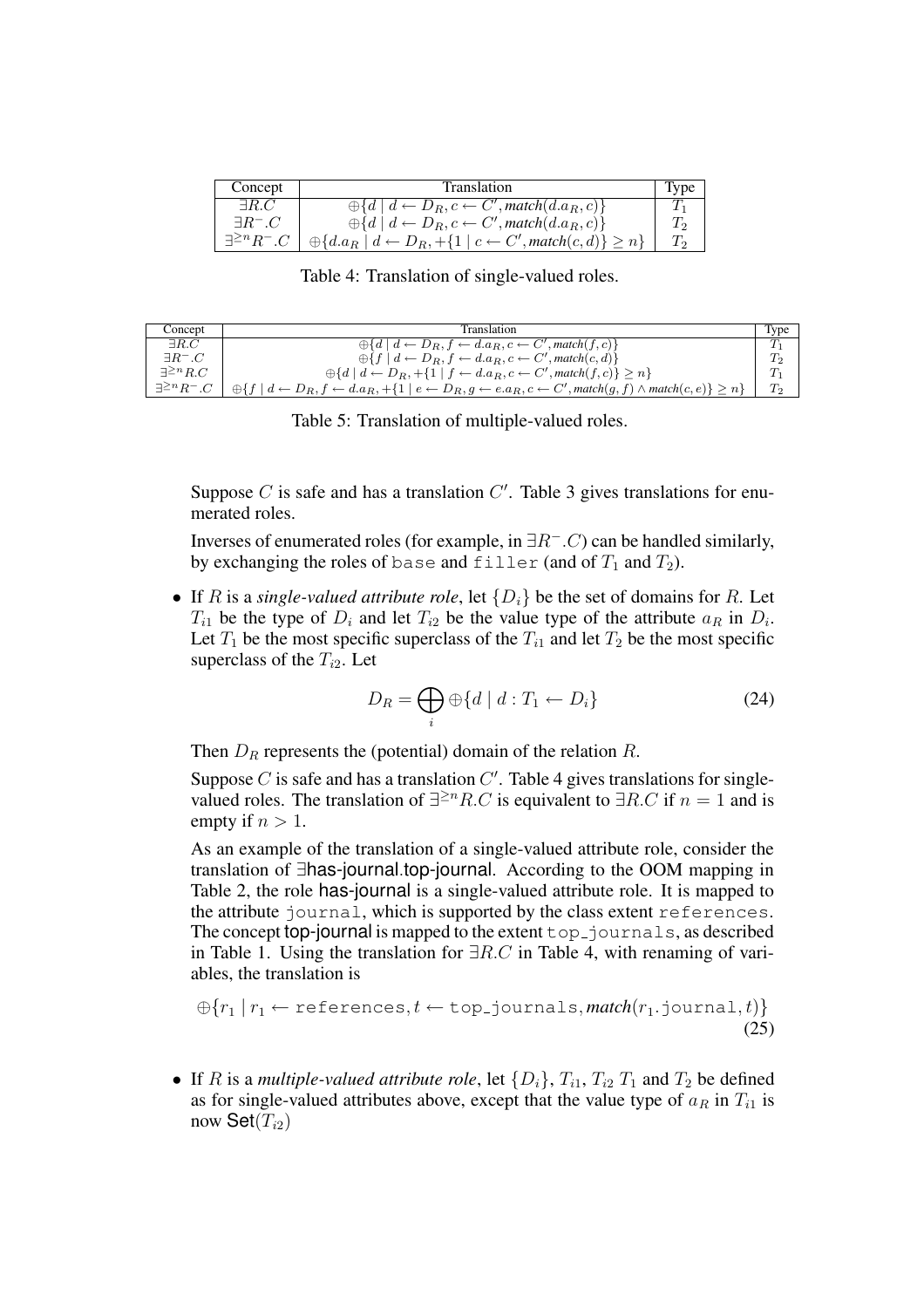| Concept | Translation | Type |
|---|---|---|
| $\exists R.C$ | $\oplus\{d \mid d \leftarrow D_R, c \leftarrow C', \mathit{match}(d.a_R, c)\}$ | $T_1$ |
| $\exists R^-.C$ | $\oplus\{d \mid d \leftarrow D_R, c \leftarrow C', \mathit{match}(d.a_R, c)\}$ | $T_2$ |
| $\exists^{\geq n} R^-.C$ | $\oplus\{d.a_R \mid d \leftarrow D_R, +\{1 \mid c \leftarrow C', \mathit{match}(c, d)\} \geq n\}$ | $T_2$ |

Table 4: Translation of single-valued roles.

| Concept | Translation | Type |
|---|---|---|
| $\exists R.C$ | $\oplus\{d \mid d \leftarrow D_R, f \leftarrow d.a_R, c \leftarrow C', \mathit{match}(f, c)\}$ | $T_1$ |
| $\exists R^-.C$ | $\oplus\{f \mid d \leftarrow D_R, f \leftarrow d.a_R, c \leftarrow C', \mathit{match}(c, d)\}$ | $T_2$ |
| $\exists^{\geq n} R.C$ | $\oplus\{d \mid d \leftarrow D_R, +\{1 \mid f \leftarrow d.a_R, c \leftarrow C', \mathit{match}(f, c)\} \geq n\}$ | $T_1$ |
| $\exists^{\geq n} R^-.C$ | $\oplus\{f \mid d \leftarrow D_R, f \leftarrow d.a_R, +\{1 \mid e \leftarrow D_R, g \leftarrow e.a_R, c \leftarrow C', \mathit{match}(g, f) \wedge \mathit{match}(c, e)\} \geq n\}$ | $T_2$ |

Table 5: Translation of multiple-valued roles.

Suppose $C$ is safe and has a translation $C'$. Table 3 gives translations for enumerated roles.

Inverses of enumerated roles (for example, in $\exists R^-.C$) can be handled similarly, by exchanging the roles of `base` and `filler` (and of $T_1$ and $T_2$).

- If $R$ is a *single-valued attribute role*, let $\{D_i\}$ be the set of domains for $R$. Let $T_{i1}$ be the type of $D_i$ and let $T_{i2}$ be the value type of the attribute $a_R$ in $D_i$. Let $T_1$ be the most specific superclass of the $T_{i1}$ and let $T_2$ be the most specific superclass of the $T_{i2}$. Let

  $$D_R = \bigoplus_i \oplus\{d \mid d : T_1 \leftarrow D_i\} \tag{24}$$

  Then $D_R$ represents the (potential) domain of the relation $R$.

  Suppose $C$ is safe and has a translation $C'$. Table 4 gives translations for single-valued roles. The translation of $\exists^{\geq n} R.C$ is equivalent to $\exists R.C$ if $n = 1$ and is empty if $n > 1$.

  As an example of the translation of a single-valued attribute role, consider the translation of $\exists$has-journal.top-journal. According to the OOM mapping in Table 2, the role has-journal is a single-valued attribute role. It is mapped to the attribute `journal`, which is supported by the class extent `references`. The concept top-journal is mapped to the extent `top_journals`, as described in Table 1. Using the translation for $\exists R.C$ in Table 4, with renaming of variables, the translation is

  $$\oplus\{r_1 \mid r_1 \leftarrow \texttt{references}, t \leftarrow \texttt{top\_journals}, \mathit{match}(r_1.\texttt{journal}, t)\} \tag{25}$$

- If $R$ is a *multiple-valued attribute role*, let $\{D_i\}$, $T_{i1}$, $T_{i2}$ $T_1$ and $T_2$ be defined as for single-valued attributes above, except that the value type of $a_R$ in $T_{i1}$ is now $\mathsf{Set}(T_{i2})$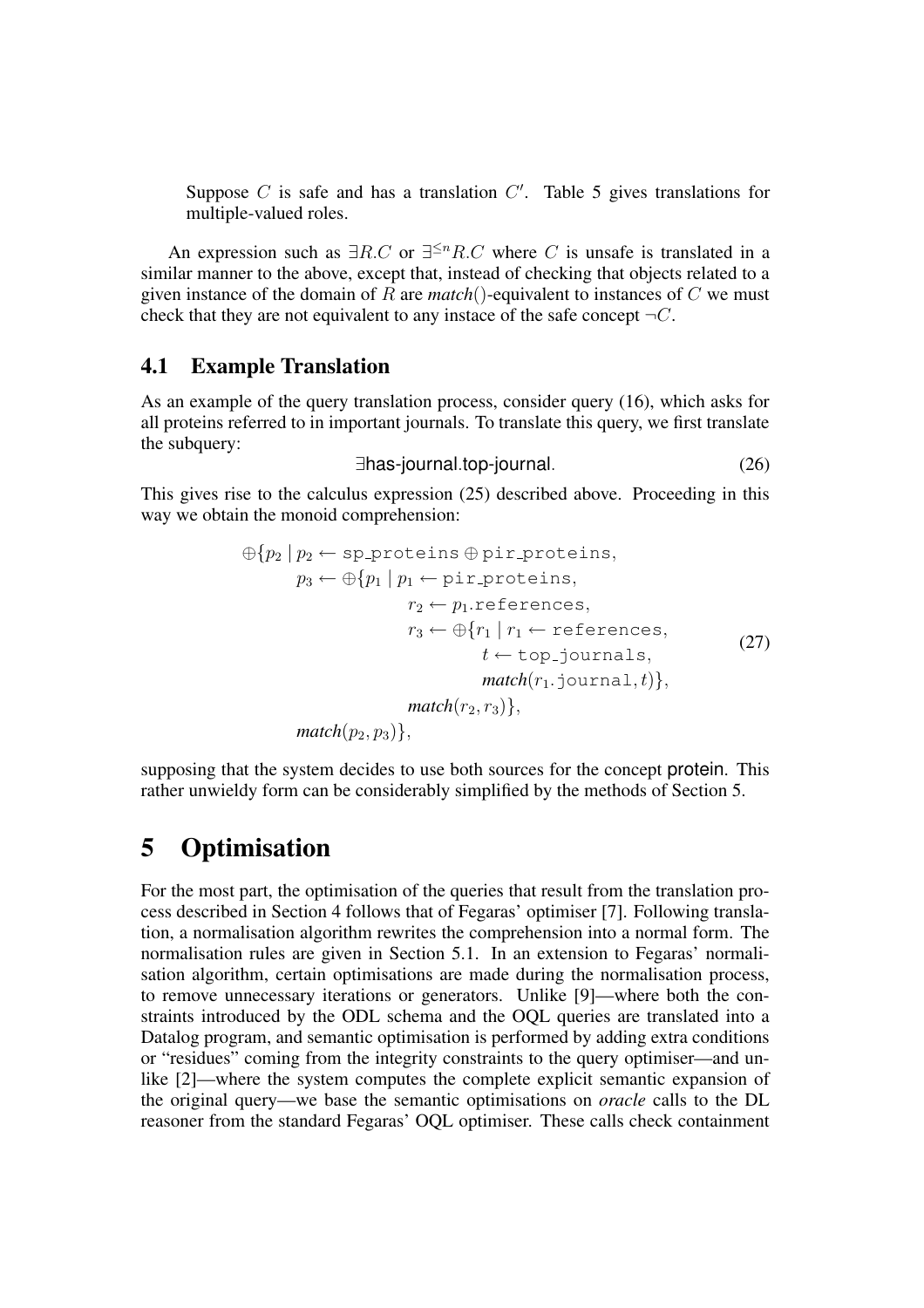Suppose $C$ is safe and has a translation $C'$. Table 5 gives translations for multiple-valued roles.

An expression such as $\exists R.C$ or $\exists^{\leq n} R.C$ where $C$ is unsafe is translated in a similar manner to the above, except that, instead of checking that objects related to a given instance of the domain of $R$ are *match*()-equivalent to instances of $C$ we must check that they are not equivalent to any instace of the safe concept $\neg C$.

### 4.1 Example Translation

As an example of the query translation process, consider query (16), which asks for all proteins referred to in important journals. To translate this query, we first translate the subquery:

$$\exists \textsf{has-journal}.\textsf{top-journal}. \tag{26}$$

This gives rise to the calculus expression (25) described above. Proceeding in this way we obtain the monoid comprehension:

$$\begin{aligned}
\oplus\{p_2 \mid\ & p_2 \leftarrow \texttt{sp\_proteins} \oplus \texttt{pir\_proteins}, \\
& p_3 \leftarrow \oplus\{p_1 \mid p_1 \leftarrow \texttt{pir\_proteins}, \\
& \qquad\qquad r_2 \leftarrow p_1.\texttt{references}, \\
& \qquad\qquad r_3 \leftarrow \oplus\{r_1 \mid r_1 \leftarrow \texttt{references}, \\
& \qquad\qquad\qquad t \leftarrow \texttt{top\_journals}, \\
& \qquad\qquad\qquad \textit{match}(r_1.\texttt{journal}, t)\}, \\
& \qquad\qquad \textit{match}(r_2, r_3)\}, \\
& \textit{match}(p_2, p_3)\},
\end{aligned} \tag{27}$$

supposing that the system decides to use both sources for the concept protein. This rather unwieldy form can be considerably simplified by the methods of Section 5.

# 5 Optimisation

For the most part, the optimisation of the queries that result from the translation process described in Section 4 follows that of Fegaras' optimiser [7]. Following translation, a normalisation algorithm rewrites the comprehension into a normal form. The normalisation rules are given in Section 5.1. In an extension to Fegaras' normalisation algorithm, certain optimisations are made during the normalisation process, to remove unnecessary iterations or generators. Unlike [9]—where both the constraints introduced by the ODL schema and the OQL queries are translated into a Datalog program, and semantic optimisation is performed by adding extra conditions or "residues" coming from the integrity constraints to the query optimiser—and unlike [2]—where the system computes the complete explicit semantic expansion of the original query—we base the semantic optimisations on *oracle* calls to the DL reasoner from the standard Fegaras' OQL optimiser. These calls check containment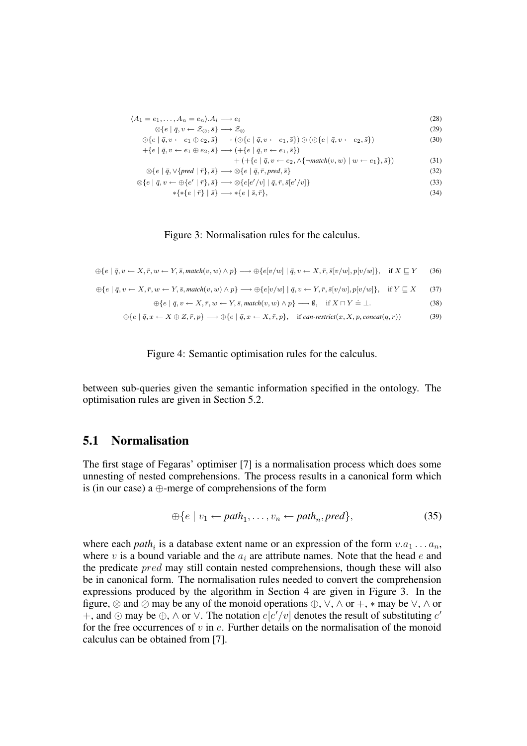$$\langle A_1 = e_1, \ldots, A_n = e_n \rangle.A_i \longrightarrow e_i \tag{28}$$

$$\otimes\{e \mid \bar{q}, v \leftarrow \mathcal{Z}_{\oslash}, \bar{s}\} \longrightarrow \mathcal{Z}_{\otimes} \tag{29}$$

$$\odot\{e \mid \bar{q}, v \leftarrow e_1 \oplus e_2, \bar{s}\} \longrightarrow (\odot\{e \mid \bar{q}, v \leftarrow e_1, \bar{s}\}) \odot (\odot\{e \mid \bar{q}, v \leftarrow e_2, \bar{s}\}) \tag{30}$$

$$\begin{aligned} +\{e \mid \bar{q}, v \leftarrow e_1 \oplus e_2, \bar{s}\} \longrightarrow\ & (+\{e \mid \bar{q}, v \leftarrow e_1, \bar{s}\}) \\ & + (+\{e \mid \bar{q}, v \leftarrow e_2, \wedge\{\neg \mathit{match}(v, w) \mid w \leftarrow e_1\}, \bar{s}\}) \end{aligned} \tag{31}$$

$$\otimes\{e \mid \bar{q}, \vee\{\mathit{pred} \mid \bar{r}\}, \bar{s}\} \longrightarrow \otimes\{e \mid \bar{q}, \bar{r}, \mathit{pred}, \bar{s}\} \tag{32}$$

$$\otimes\{e \mid \bar{q}, v \leftarrow \oplus\{e' \mid \bar{r}\}, \bar{s}\} \longrightarrow \otimes\{e[e'/v] \mid \bar{q}, \bar{r}, \bar{s}[e'/v]\} \tag{33}$$

$$*\{*\{e \mid \bar{r}\} \mid \bar{s}\} \longrightarrow *\{e \mid \bar{s}, \bar{r}\}, \tag{34}$$

Figure 3: Normalisation rules for the calculus.

$$\oplus\{e \mid \bar{q}, v \leftarrow X, \bar{r}, w \leftarrow Y, \bar{s}, \mathit{match}(v, w) \wedge p\} \longrightarrow \oplus\{e[v/w] \mid \bar{q}, v \leftarrow X, \bar{r}, \bar{s}[v/w], p[v/w]\}, \quad \text{if } X \sqsubseteq Y \tag{36}$$

$$\oplus\{e \mid \bar{q}, v \leftarrow X, \bar{r}, w \leftarrow Y, \bar{s}, \mathit{match}(v, w) \wedge p\} \longrightarrow \oplus\{e[v/w] \mid \bar{q}, v \leftarrow Y, \bar{r}, \bar{s}[v/w], p[v/w]\}, \quad \text{if } Y \sqsubseteq X \tag{37}$$

$$\oplus\{e \mid \bar{q}, v \leftarrow X, \bar{r}, w \leftarrow Y, \bar{s}, \mathit{match}(v, w) \wedge p\} \longrightarrow \emptyset, \quad \text{if } X \sqcap Y \doteq \bot. \tag{38}$$

$$\oplus\{e \mid \bar{q}, x \leftarrow X \oplus Z, \bar{r}, p\} \longrightarrow \oplus\{e \mid \bar{q}, x \leftarrow X, \bar{r}, p\}, \quad \text{if } \mathit{can\text{-}restrict}(x, X, p, \mathit{concat}(q, r)) \tag{39}$$

Figure 4: Semantic optimisation rules for the calculus.

between sub-queries given the semantic information specified in the ontology. The optimisation rules are given in Section 5.2.

## 5.1 Normalisation

The first stage of Fegaras' optimiser [7] is a normalisation process which does some unnesting of nested comprehensions. The process results in a canonical form which is (in our case) a $\oplus$-merge of comprehensions of the form

$$\oplus\{e \mid v_1 \leftarrow \mathit{path}_1, \ldots, v_n \leftarrow \mathit{path}_n, \mathit{pred}\}, \tag{35}$$

where each $\mathit{path}_i$ is a database extent name or an expression of the form $v.a_1 \ldots a_n$, where $v$ is a bound variable and the $a_i$ are attribute names. Note that the head $e$ and the predicate $\mathit{pred}$ may still contain nested comprehensions, though these will also be in canonical form. The normalisation rules needed to convert the comprehension expressions produced by the algorithm in Section 4 are given in Figure 3. In the figure, $\otimes$ and $\oslash$ may be any of the monoid operations $\oplus$, $\vee$, $\wedge$ or $+$, $*$ may be $\vee$, $\wedge$ or $+$, and $\odot$ may be $\oplus$, $\wedge$ or $\vee$. The notation $e[e'/v]$ denotes the result of substituting $e'$ for the free occurrences of $v$ in $e$. Further details on the normalisation of the monoid calculus can be obtained from [7].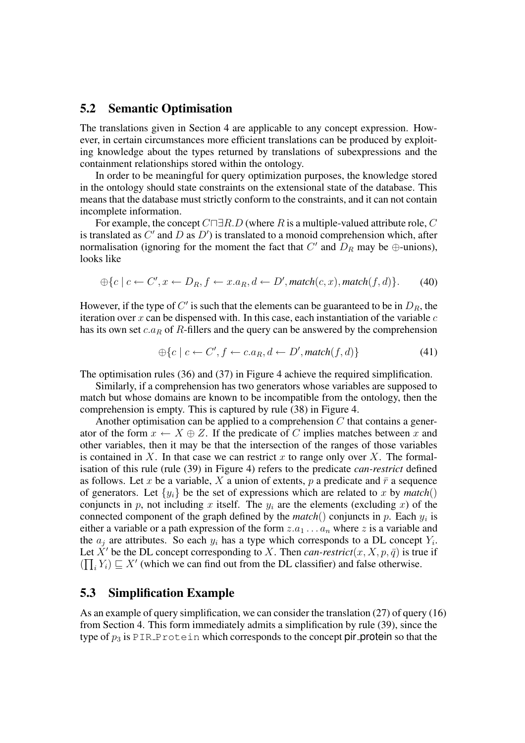## 5.2 Semantic Optimisation

The translations given in Section 4 are applicable to any concept expression. However, in certain circumstances more efficient translations can be produced by exploiting knowledge about the types returned by translations of subexpressions and the containment relationships stored within the ontology.

In order to be meaningful for query optimization purposes, the knowledge stored in the ontology should state constraints on the extensional state of the database. This means that the database must strictly conform to the constraints, and it can not contain incomplete information.

For example, the concept $C \sqcap \exists R.D$ (where $R$ is a multiple-valued attribute role, $C$ is translated as $C'$ and $D$ as $D'$) is translated to a monoid comprehension which, after normalisation (ignoring for the moment the fact that $C'$ and $D_R$ may be $\oplus$-unions), looks like

$$\oplus\{c \mid c \leftarrow C', x \leftarrow D_R, f \leftarrow x.a_R, d \leftarrow D', \mathit{match}(c, x), \mathit{match}(f, d)\}. \tag{40}$$

However, if the type of $C'$ is such that the elements can be guaranteed to be in $D_R$, the iteration over $x$ can be dispensed with. In this case, each instantiation of the variable $c$ has its own set $c.a_R$ of $R$-fillers and the query can be answered by the comprehension

$$\oplus\{c \mid c \leftarrow C', f \leftarrow c.a_R, d \leftarrow D', \mathit{match}(f, d)\} \tag{41}$$

The optimisation rules (36) and (37) in Figure 4 achieve the required simplification.

Similarly, if a comprehension has two generators whose variables are supposed to match but whose domains are known to be incompatible from the ontology, then the comprehension is empty. This is captured by rule (38) in Figure 4.

Another optimisation can be applied to a comprehension $C$ that contains a generator of the form $x \leftarrow X \oplus Z$. If the predicate of $C$ implies matches between $x$ and other variables, then it may be that the intersection of the ranges of those variables is contained in $X$. In that case we can restrict $x$ to range only over $X$. The formalisation of this rule (rule (39) in Figure 4) refers to the predicate *can-restrict* defined as follows. Let $x$ be a variable, $X$ a union of extents, $p$ a predicate and $\bar{r}$ a sequence of generators. Let $\{y_i\}$ be the set of expressions which are related to $x$ by *match*() conjuncts in $p$, not including $x$ itself. The $y_i$ are the elements (excluding $x$) of the connected component of the graph defined by the *match*() conjuncts in $p$. Each $y_i$ is either a variable or a path expression of the form $z.a_1 \ldots a_n$ where $z$ is a variable and the $a_j$ are attributes. So each $y_i$ has a type which corresponds to a DL concept $Y_i$. Let $X'$ be the DL concept corresponding to $X$. Then *can-restrict*$(x, X, p, \bar{q})$ is true if $(\prod_i Y_i) \sqsubseteq X'$ (which we can find out from the DL classifier) and false otherwise.

## 5.3 Simplification Example

As an example of query simplification, we can consider the translation (27) of query (16) from Section 4. This form immediately admits a simplification by rule (39), since the type of $p_3$ is `PIR_Protein` which corresponds to the concept pir_protein so that the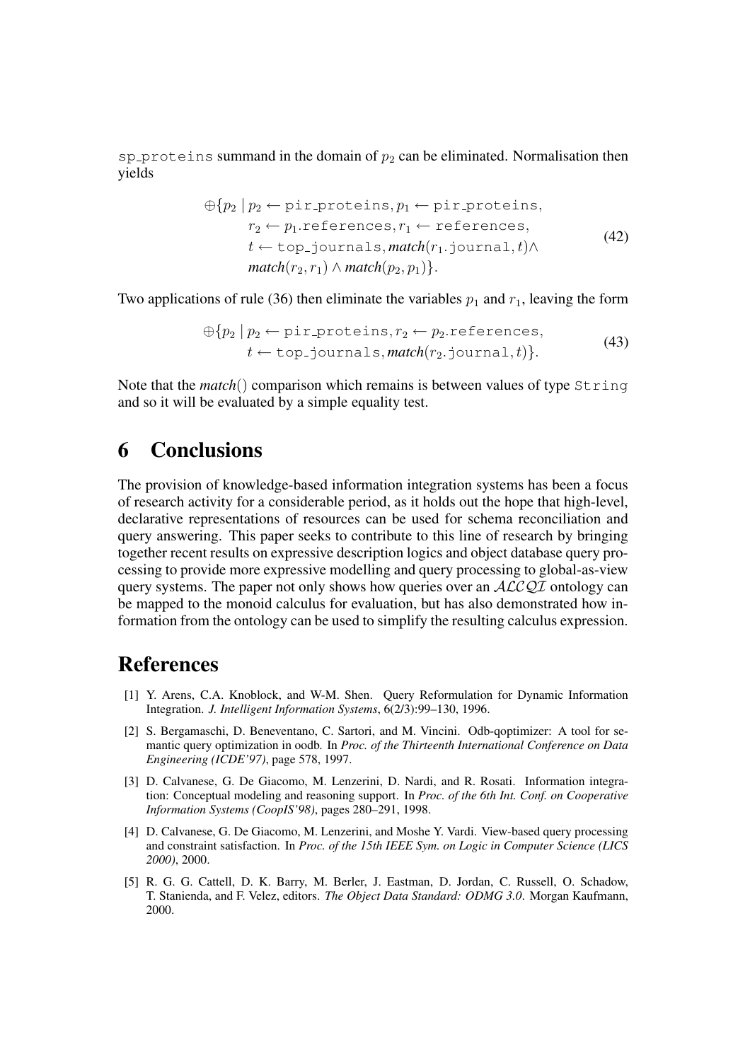sp_proteins summand in the domain of $p_2$ can be eliminated. Normalisation then yields

$$\oplus\{p_2 \mid p_2 \leftarrow \texttt{pir\_proteins}, p_1 \leftarrow \texttt{pir\_proteins}, \\ r_2 \leftarrow p_1.\texttt{references}, r_1 \leftarrow \texttt{references}, \\ t \leftarrow \texttt{top\_journals}, \textit{match}(r_1.\texttt{journal}, t) \wedge \\ \textit{match}(r_2, r_1) \wedge \textit{match}(p_2, p_1)\}. \tag{42}$$

Two applications of rule (36) then eliminate the variables $p_1$ and $r_1$, leaving the form

$$\oplus\{p_2 \mid p_2 \leftarrow \texttt{pir\_proteins}, r_2 \leftarrow p_2.\texttt{references}, \\ t \leftarrow \texttt{top\_journals}, \textit{match}(r_2.\texttt{journal}, t)\}. \tag{43}$$

Note that the *match*() comparison which remains is between values of type String and so it will be evaluated by a simple equality test.

# 6 Conclusions

The provision of knowledge-based information integration systems has been a focus of research activity for a considerable period, as it holds out the hope that high-level, declarative representations of resources can be used for schema reconciliation and query answering. This paper seeks to contribute to this line of research by bringing together recent results on expressive description logics and object database query processing to provide more expressive modelling and query processing to global-as-view query systems. The paper not only shows how queries over an $\mathcal{ALCQI}$ ontology can be mapped to the monoid calculus for evaluation, but has also demonstrated how information from the ontology can be used to simplify the resulting calculus expression.

# References

[1] Y. Arens, C.A. Knoblock, and W-M. Shen. Query Reformulation for Dynamic Information Integration. *J. Intelligent Information Systems*, 6(2/3):99–130, 1996.

[2] S. Bergamaschi, D. Beneventano, C. Sartori, and M. Vincini. Odb-qoptimizer: A tool for semantic query optimization in oodb. In *Proc. of the Thirteenth International Conference on Data Engineering (ICDE'97)*, page 578, 1997.

[3] D. Calvanese, G. De Giacomo, M. Lenzerini, D. Nardi, and R. Rosati. Information integration: Conceptual modeling and reasoning support. In *Proc. of the 6th Int. Conf. on Cooperative Information Systems (CoopIS'98)*, pages 280–291, 1998.

[4] D. Calvanese, G. De Giacomo, M. Lenzerini, and Moshe Y. Vardi. View-based query processing and constraint satisfaction. In *Proc. of the 15th IEEE Sym. on Logic in Computer Science (LICS 2000)*, 2000.

[5] R. G. G. Cattell, D. K. Barry, M. Berler, J. Eastman, D. Jordan, C. Russell, O. Schadow, T. Stanienda, and F. Velez, editors. *The Object Data Standard: ODMG 3.0*. Morgan Kaufmann, 2000.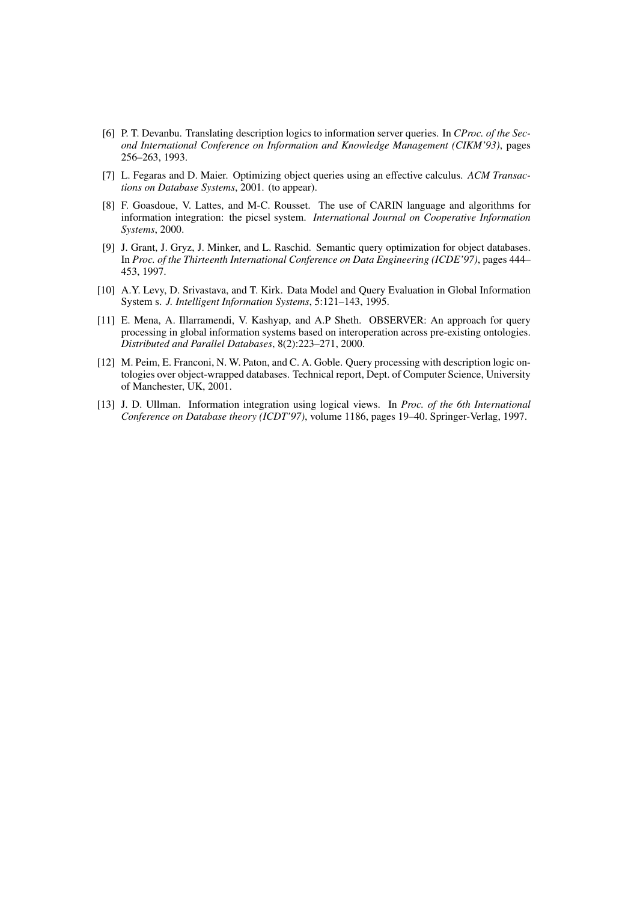[6] P. T. Devanbu. Translating description logics to information server queries. In *CProc. of the Second International Conference on Information and Knowledge Management (CIKM'93)*, pages 256–263, 1993.

[7] L. Fegaras and D. Maier. Optimizing object queries using an effective calculus. *ACM Transactions on Database Systems*, 2001. (to appear).

[8] F. Goasdoue, V. Lattes, and M-C. Rousset. The use of CARIN language and algorithms for information integration: the picsel system. *International Journal on Cooperative Information Systems*, 2000.

[9] J. Grant, J. Gryz, J. Minker, and L. Raschid. Semantic query optimization for object databases. In *Proc. of the Thirteenth International Conference on Data Engineering (ICDE'97)*, pages 444–453, 1997.

[10] A.Y. Levy, D. Srivastava, and T. Kirk. Data Model and Query Evaluation in Global Information System s. *J. Intelligent Information Systems*, 5:121–143, 1995.

[11] E. Mena, A. Illarramendi, V. Kashyap, and A.P Sheth. OBSERVER: An approach for query processing in global information systems based on interoperation across pre-existing ontologies. *Distributed and Parallel Databases*, 8(2):223–271, 2000.

[12] M. Peim, E. Franconi, N. W. Paton, and C. A. Goble. Query processing with description logic ontologies over object-wrapped databases. Technical report, Dept. of Computer Science, University of Manchester, UK, 2001.

[13] J. D. Ullman. Information integration using logical views. In *Proc. of the 6th International Conference on Database theory (ICDT'97)*, volume 1186, pages 19–40. Springer-Verlag, 1997.